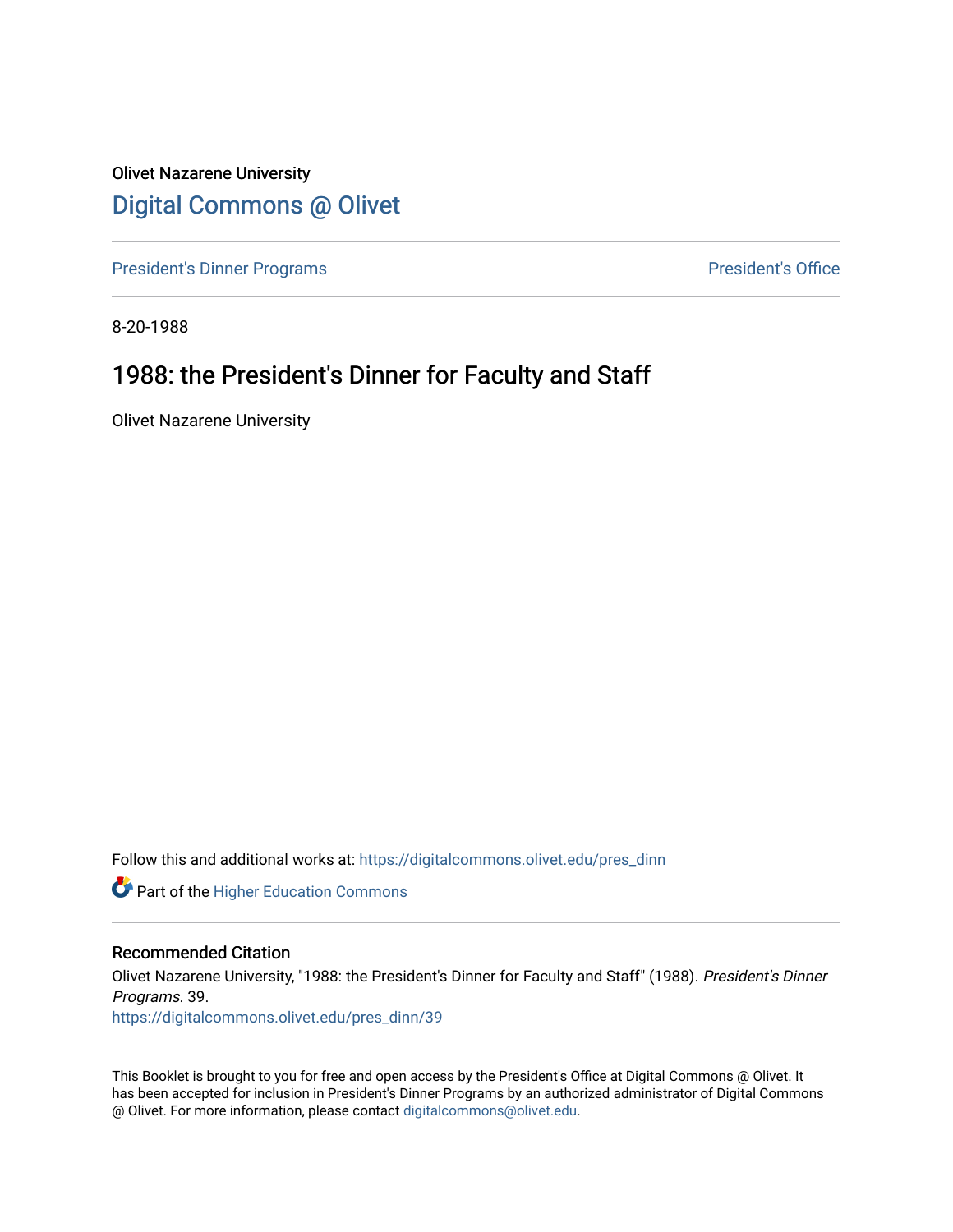Olivet Nazarene University

# Digital Commons @ Olivet

President's Dinner Programs | President's Office

8-20-1988

## 1988: the President's Dinner for Faculty and Staff

Olivet Nazarene University

Follow this and additional works at: https://digitalcommons.olivet.edu/pres_dinn

Part of the Higher Education Commons

### Recommended Citation

Olivet Nazarene University, "1988: the President's Dinner for Faculty and Staff" (1988). *President's Dinner Programs*. 39.
https://digitalcommons.olivet.edu/pres_dinn/39

This Booklet is brought to you for free and open access by the President's Office at Digital Commons @ Olivet. It has been accepted for inclusion in President's Dinner Programs by an authorized administrator of Digital Commons @ Olivet. For more information, please contact digitalcommons@olivet.edu.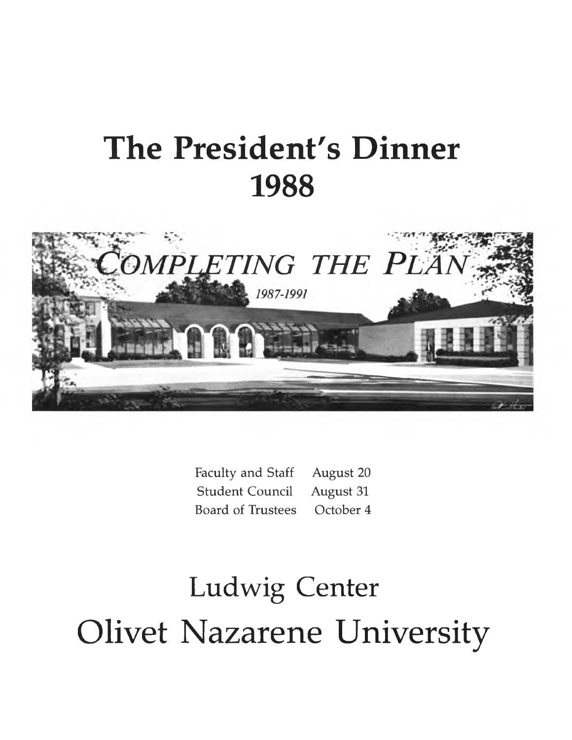# The President's Dinner 1988

*COMPLETING THE PLAN*

*1987-1991*

| | |
|---|---|
| Faculty and Staff | August 20 |
| Student Council | August 31 |
| Board of Trustees | October 4 |

# Ludwig Center

# Olivet Nazarene University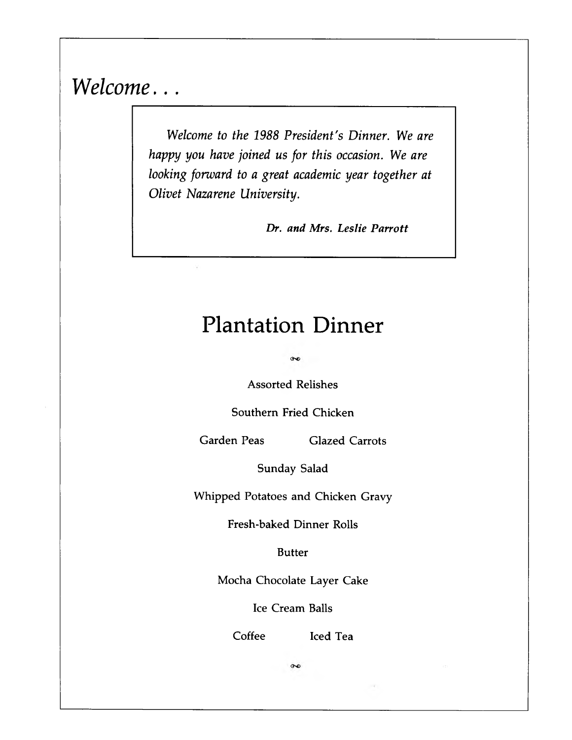# *Welcome...*

*Welcome to the 1988 President's Dinner. We are happy you have joined us for this occasion. We are looking forward to a great academic year together at Olivet Nazarene University.*

***Dr. and Mrs. Leslie Parrott***

## Plantation Dinner

Assorted Relishes

Southern Fried Chicken

Garden Peas    Glazed Carrots

Sunday Salad

Whipped Potatoes and Chicken Gravy

Fresh-baked Dinner Rolls

Butter

Mocha Chocolate Layer Cake

Ice Cream Balls

Coffee    Iced Tea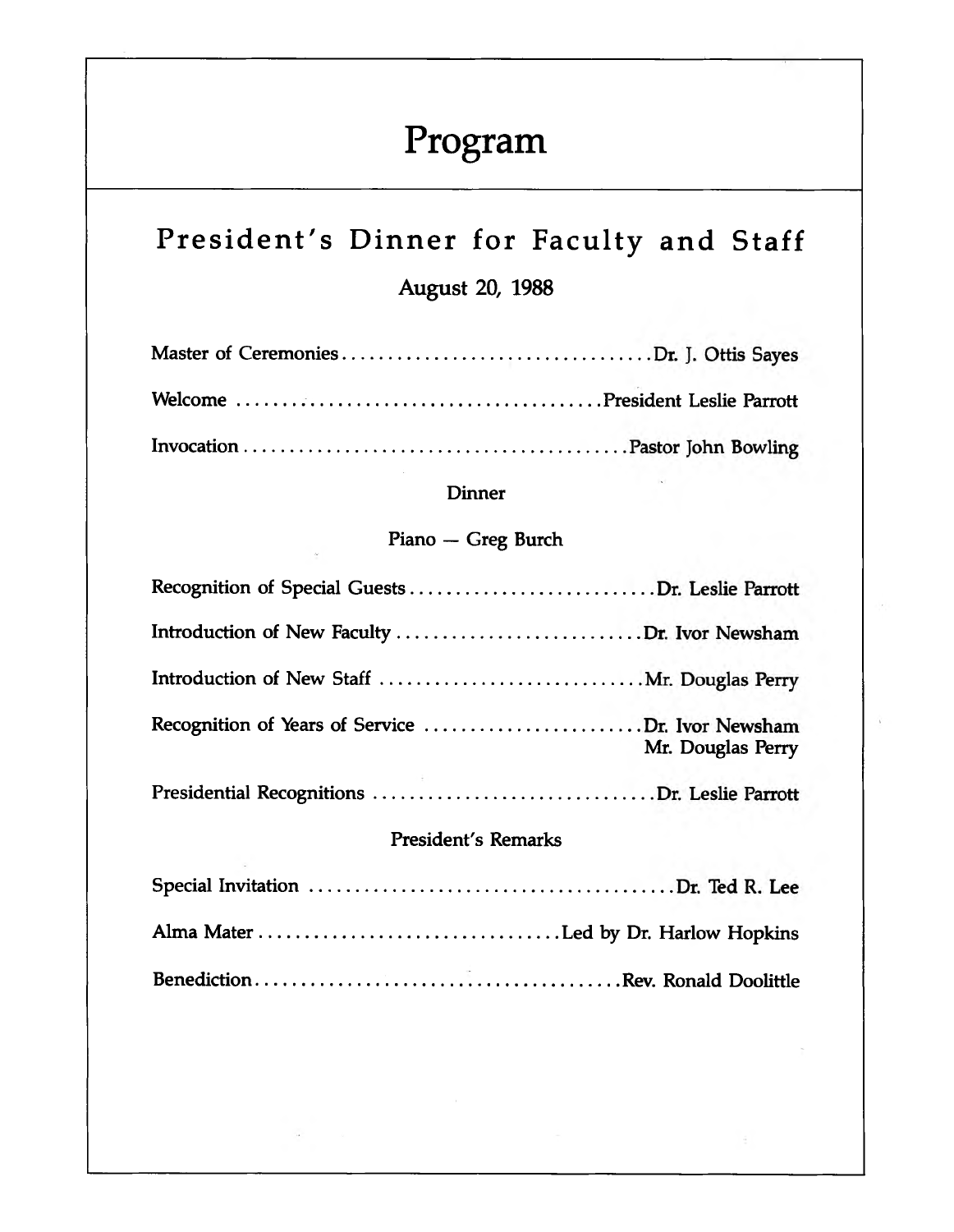# Program

## President's Dinner for Faculty and Staff

August 20, 1988

Master of Ceremonies.................................. Dr. J. Ottis Sayes

Welcome ....................................... President Leslie Parrott

Invocation ......................................... Pastor John Bowling

Dinner

Piano — Greg Burch

Recognition of Special Guests ........................... Dr. Leslie Parrott

Introduction of New Faculty ........................... Dr. Ivor Newsham

Introduction of New Staff ............................. Mr. Douglas Perry

Recognition of Years of Service ........................ Dr. Ivor Newsham
Mr. Douglas Perry

Presidential Recognitions ............................... Dr. Leslie Parrott

President's Remarks

Special Invitation ....................................... Dr. Ted R. Lee

Alma Mater ................................ Led by Dr. Harlow Hopkins

Benediction ....................................... Rev. Ronald Doolittle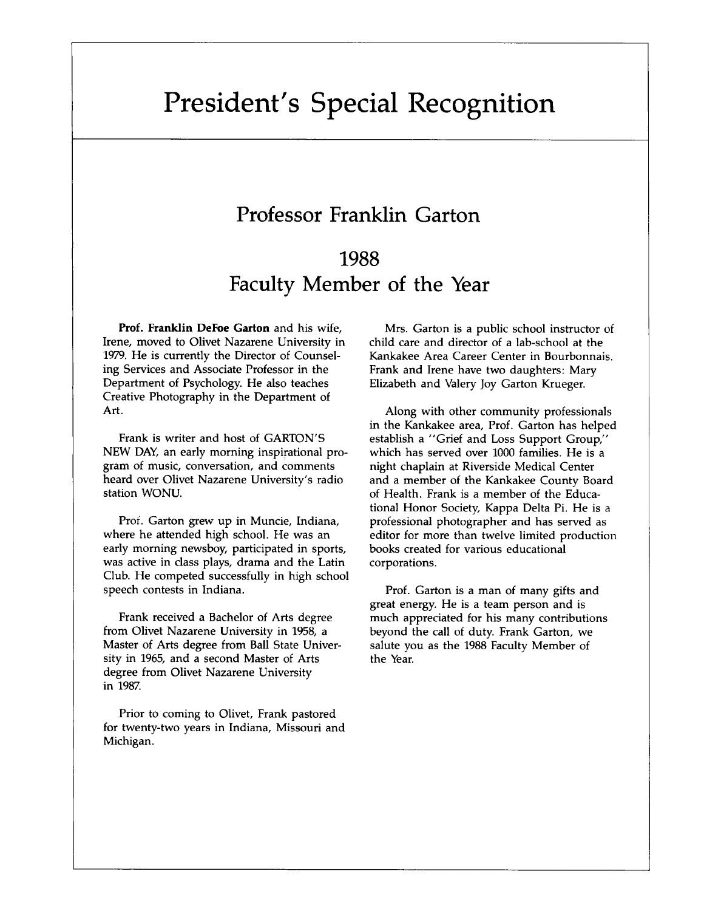# President's Special Recognition

## Professor Franklin Garton

## 1988
## Faculty Member of the Year

**Prof. Franklin DeFoe Garton** and his wife, Irene, moved to Olivet Nazarene University in 1979. He is currently the Director of Counseling Services and Associate Professor in the Department of Psychology. He also teaches Creative Photography in the Department of Art.

Frank is writer and host of GARTON'S NEW DAY, an early morning inspirational program of music, conversation, and comments heard over Olivet Nazarene University's radio station WONU.

Prof. Garton grew up in Muncie, Indiana, where he attended high school. He was an early morning newsboy, participated in sports, was active in class plays, drama and the Latin Club. He competed successfully in high school speech contests in Indiana.

Frank received a Bachelor of Arts degree from Olivet Nazarene University in 1958, a Master of Arts degree from Ball State University in 1965, and a second Master of Arts degree from Olivet Nazarene University in 1987.

Prior to coming to Olivet, Frank pastored for twenty-two years in Indiana, Missouri and Michigan.

Mrs. Garton is a public school instructor of child care and director of a lab-school at the Kankakee Area Career Center in Bourbonnais. Frank and Irene have two daughters: Mary Elizabeth and Valery Joy Garton Krueger.

Along with other community professionals in the Kankakee area, Prof. Garton has helped establish a "Grief and Loss Support Group," which has served over 1000 families. He is a night chaplain at Riverside Medical Center and a member of the Kankakee County Board of Health. Frank is a member of the Educational Honor Society, Kappa Delta Pi. He is a professional photographer and has served as editor for more than twelve limited production books created for various educational corporations.

Prof. Garton is a man of many gifts and great energy. He is a team person and is much appreciated for his many contributions beyond the call of duty. Frank Garton, we salute you as the 1988 Faculty Member of the Year.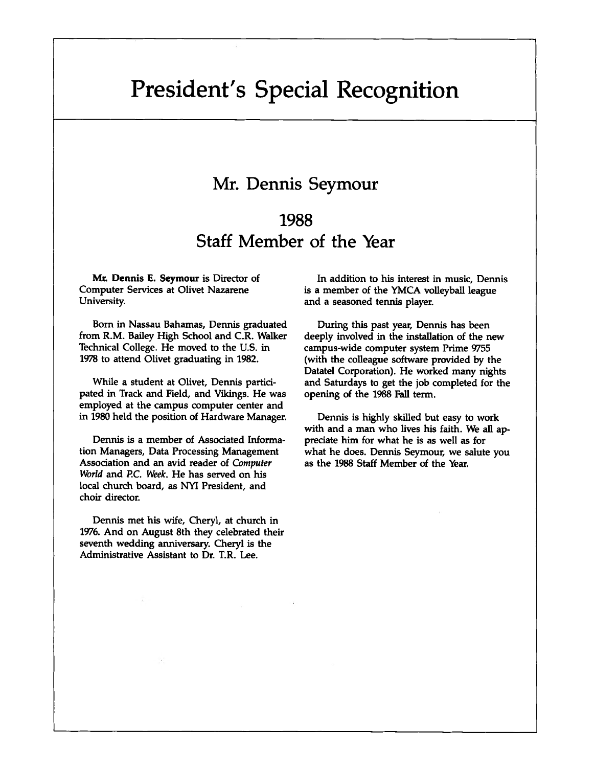# President's Special Recognition

## Mr. Dennis Seymour

## 1988
## Staff Member of the Year

**Mr. Dennis E. Seymour** is Director of Computer Services at Olivet Nazarene University.

Born in Nassau Bahamas, Dennis graduated from R.M. Bailey High School and C.R. Walker Technical College. He moved to the U.S. in 1978 to attend Olivet graduating in 1982.

While a student at Olivet, Dennis participated in Track and Field, and Vikings. He was employed at the campus computer center and in 1980 held the position of Hardware Manager.

Dennis is a member of Associated Information Managers, Data Processing Management Association and an avid reader of *Computer World* and *P.C. Week*. He has served on his local church board, as NYI President, and choir director.

Dennis met his wife, Cheryl, at church in 1976. And on August 8th they celebrated their seventh wedding anniversary. Cheryl is the Administrative Assistant to Dr. T.R. Lee.

In addition to his interest in music, Dennis is a member of the YMCA volleyball league and a seasoned tennis player.

During this past year, Dennis has been deeply involved in the installation of the new campus-wide computer system Prime 9755 (with the colleague software provided by the Datatel Corporation). He worked many nights and Saturdays to get the job completed for the opening of the 1988 Fall term.

Dennis is highly skilled but easy to work with and a man who lives his faith. We all appreciate him for what he is as well as for what he does. Dennis Seymour, we salute you as the 1988 Staff Member of the Year.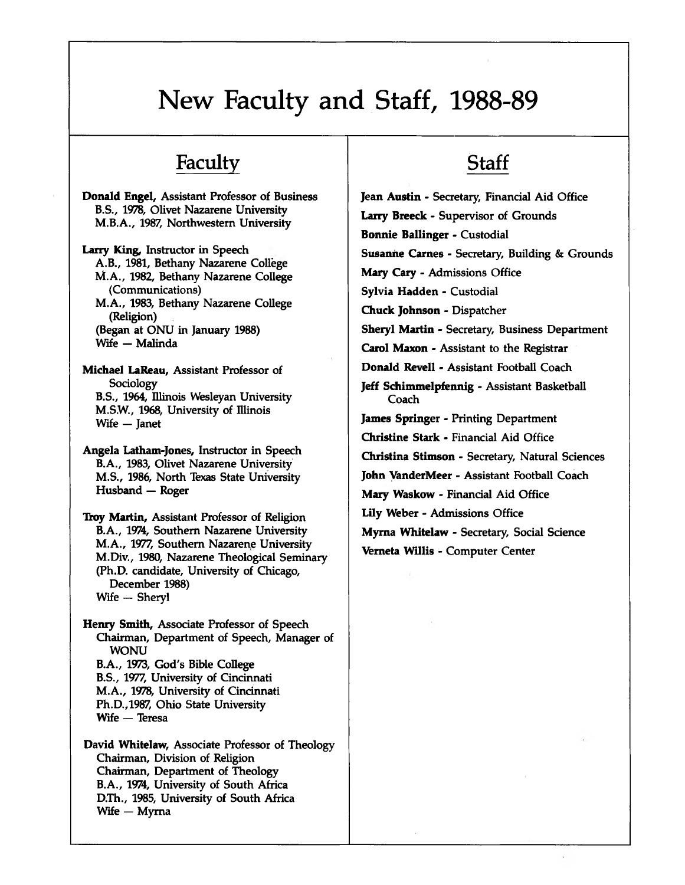# New Faculty and Staff, 1988-89

## Faculty

**Donald Engel,** Assistant Professor of Business
B.S., 1978, Olivet Nazarene University
M.B.A., 1987, Northwestern University

**Larry King,** Instructor in Speech
A.B., 1981, Bethany Nazarene College
M.A., 1982, Bethany Nazarene College (Communications)
M.A., 1983, Bethany Nazarene College (Religion)
(Began at ONU in January 1988)
Wife — Malinda

**Michael LaReau,** Assistant Professor of Sociology
B.S., 1964, Illinois Wesleyan University
M.S.W., 1968, University of Illinois
Wife — Janet

**Angela Latham-Jones,** Instructor in Speech
B.A., 1983, Olivet Nazarene University
M.S., 1986, North Texas State University
Husband — Roger

**Troy Martin,** Assistant Professor of Religion
B.A., 1974, Southern Nazarene University
M.A., 1977, Southern Nazarene University
M.Div., 1980, Nazarene Theological Seminary
(Ph.D. candidate, University of Chicago, December 1988)
Wife — Sheryl

**Henry Smith,** Associate Professor of Speech
Chairman, Department of Speech, Manager of WONU
B.A., 1973, God's Bible College
B.S., 1977, University of Cincinnati
M.A., 1978, University of Cincinnati
Ph.D.,1987, Ohio State University
Wife — Teresa

**David Whitelaw,** Associate Professor of Theology
Chairman, Division of Religion
Chairman, Department of Theology
B.A., 1974, University of South Africa
D.Th., 1985, University of South Africa
Wife — Myrna

## Staff

**Jean Austin** - Secretary, Financial Aid Office

**Larry Breeck** - Supervisor of Grounds

**Bonnie Ballinger** - Custodial

**Susanne Carnes** - Secretary, Building & Grounds

**Mary Cary** - Admissions Office

**Sylvia Hadden** - Custodial

**Chuck Johnson** - Dispatcher

**Sheryl Martin** - Secretary, Business Department

**Carol Maxon** - Assistant to the Registrar

**Donald Revell** - Assistant Football Coach

**Jeff Schimmelpfennig** - Assistant Basketball Coach

**James Springer** - Printing Department

**Christine Stark** - Financial Aid Office

**Christina Stimson** - Secretary, Natural Sciences

**John VanderMeer** - Assistant Football Coach

**Mary Waskow** - Financial Aid Office

**Lily Weber** - Admissions Office

**Myrna Whitelaw** - Secretary, Social Science

**Verneta Willis** - Computer Center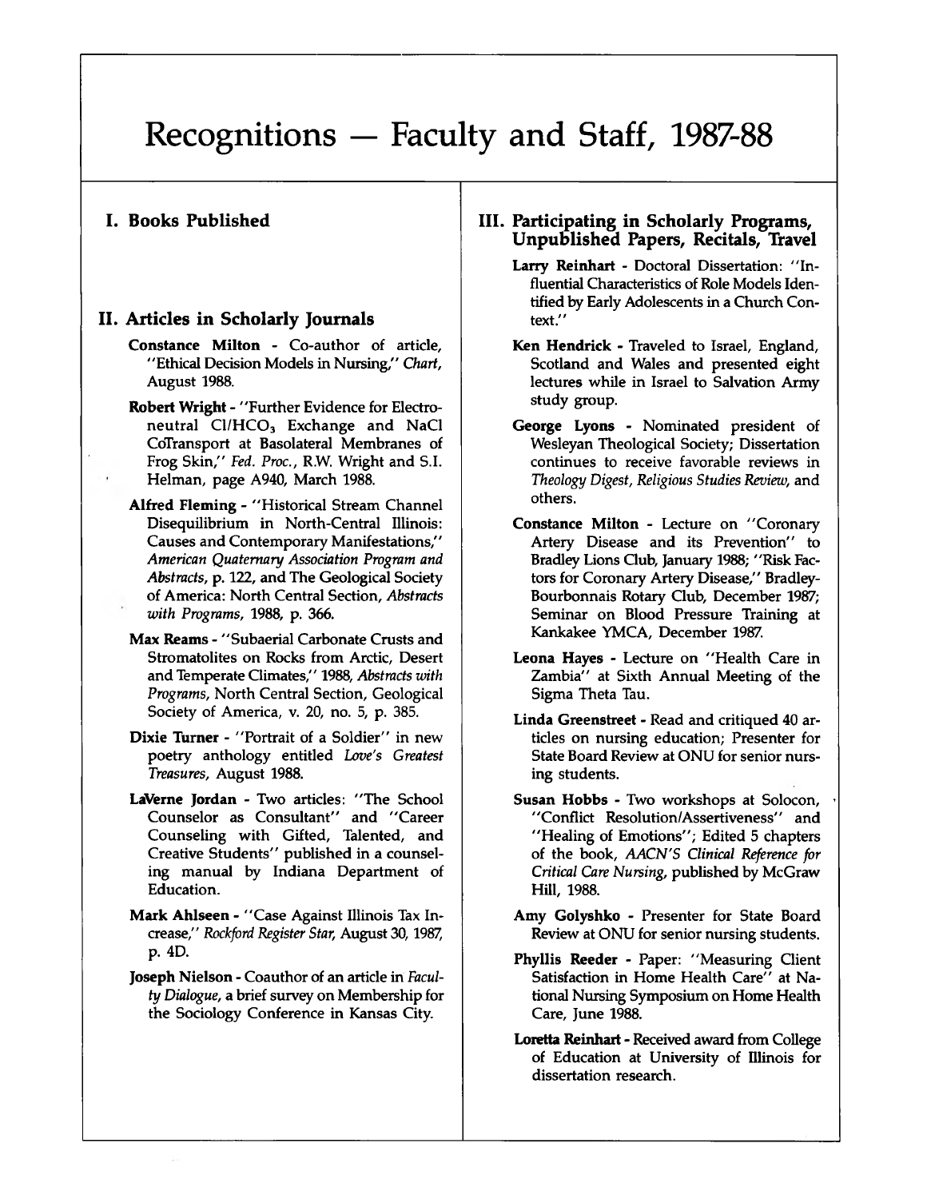# Recognitions — Faculty and Staff, 1987-88

## I. Books Published

## II. Articles in Scholarly Journals

**Constance Milton** - Co-author of article, "Ethical Decision Models in Nursing," *Chart*, August 1988.

**Robert Wright** - "Further Evidence for Electroneutral $Cl/HCO_3$ Exchange and NaCl CoTransport at Basolateral Membranes of Frog Skin," *Fed. Proc.*, R.W. Wright and S.I. Helman, page A940, March 1988.

**Alfred Fleming** - "Historical Stream Channel Disequilibrium in North-Central Illinois: Causes and Contemporary Manifestations," *American Quaternary Association Program and Abstracts*, p. 122, and The Geological Society of America: North Central Section, *Abstracts with Programs*, 1988, p. 366.

**Max Reams** - "Subaerial Carbonate Crusts and Stromatolites on Rocks from Arctic, Desert and Temperate Climates," 1988, *Abstracts with Programs*, North Central Section, Geological Society of America, v. 20, no. 5, p. 385.

**Dixie Turner** - "Portrait of a Soldier" in new poetry anthology entitled *Love's Greatest Treasures*, August 1988.

**LaVerne Jordan** - Two articles: "The School Counselor as Consultant" and "Career Counseling with Gifted, Talented, and Creative Students" published in a counseling manual by Indiana Department of Education.

**Mark Ahlseen** - "Case Against Illinois Tax Increase," *Rockford Register Star*, August 30, 1987, p. 4D.

**Joseph Nielson** - Coauthor of an article in *Faculty Dialogue*, a brief survey on Membership for the Sociology Conference in Kansas City.

## III. Participating in Scholarly Programs, Unpublished Papers, Recitals, Travel

**Larry Reinhart** - Doctoral Dissertation: "Influential Characteristics of Role Models Identified by Early Adolescents in a Church Context."

**Ken Hendrick** - Traveled to Israel, England, Scotland and Wales and presented eight lectures while in Israel to Salvation Army study group.

**George Lyons** - Nominated president of Wesleyan Theological Society; Dissertation continues to receive favorable reviews in *Theology Digest*, *Religious Studies Review*, and others.

**Constance Milton** - Lecture on "Coronary Artery Disease and its Prevention" to Bradley Lions Club, January 1988; "Risk Factors for Coronary Artery Disease," Bradley-Bourbonnais Rotary Club, December 1987; Seminar on Blood Pressure Training at Kankakee YMCA, December 1987.

**Leona Hayes** - Lecture on "Health Care in Zambia" at Sixth Annual Meeting of the Sigma Theta Tau.

**Linda Greenstreet** - Read and critiqued 40 articles on nursing education; Presenter for State Board Review at ONU for senior nursing students.

**Susan Hobbs** - Two workshops at Solocon, "Conflict Resolution/Assertiveness" and "Healing of Emotions"; Edited 5 chapters of the book, *AACN'S Clinical Reference for Critical Care Nursing*, published by McGraw Hill, 1988.

**Amy Golyshko** - Presenter for State Board Review at ONU for senior nursing students.

**Phyllis Reeder** - Paper: "Measuring Client Satisfaction in Home Health Care" at National Nursing Symposium on Home Health Care, June 1988.

**Loretta Reinhart** - Received award from College of Education at University of Illinois for dissertation research.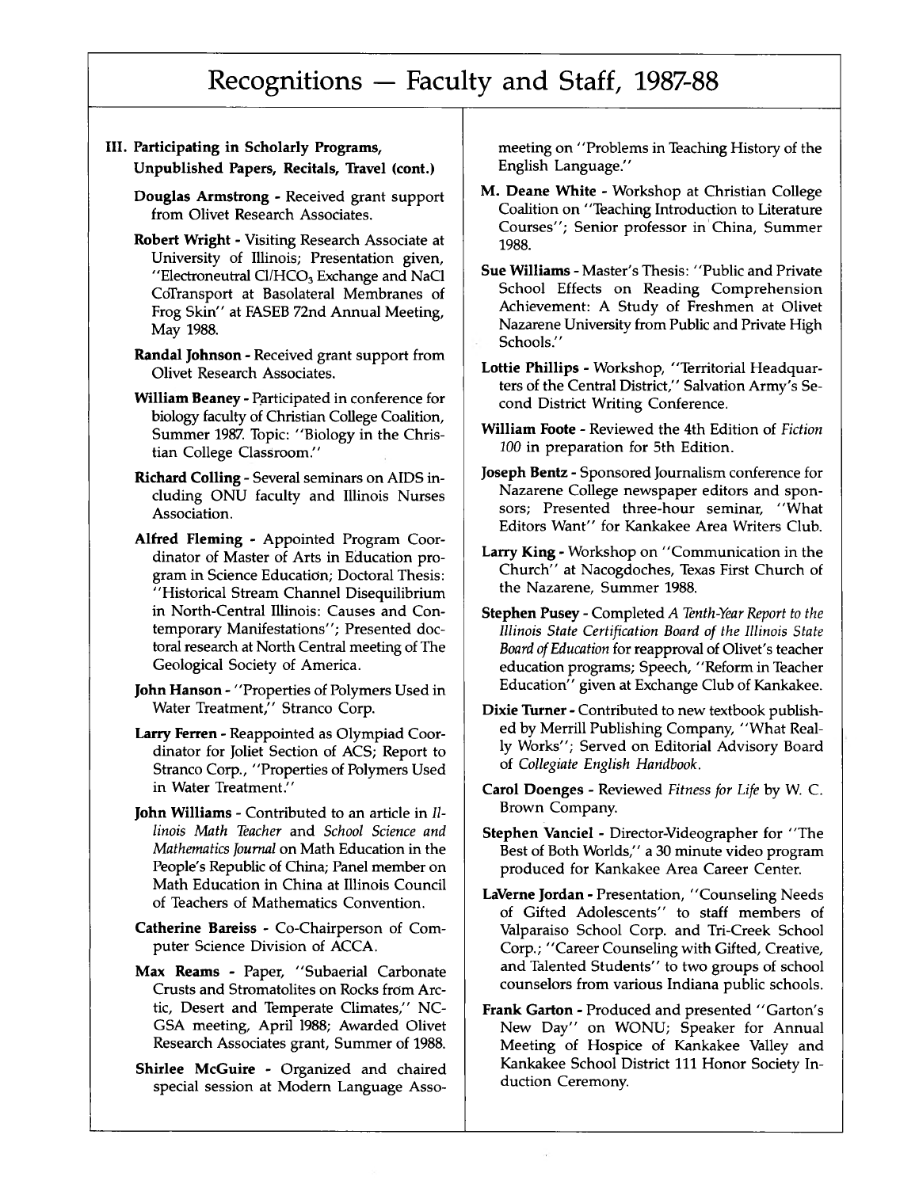# Recognitions — Faculty and Staff, 1987-88

## III. Participating in Scholarly Programs, Unpublished Papers, Recitals, Travel (cont.)

**Douglas Armstrong** - Received grant support from Olivet Research Associates.

**Robert Wright** - Visiting Research Associate at University of Illinois; Presentation given, "Electroneutral $Cl/HCO_3$ Exchange and NaCl CoTransport at Basolateral Membranes of Frog Skin" at FASEB 72nd Annual Meeting, May 1988.

**Randal Johnson** - Received grant support from Olivet Research Associates.

**William Beaney** - Participated in conference for biology faculty of Christian College Coalition, Summer 1987. Topic: "Biology in the Christian College Classroom."

**Richard Colling** - Several seminars on AIDS including ONU faculty and Illinois Nurses Association.

**Alfred Fleming** - Appointed Program Coordinator of Master of Arts in Education program in Science Education; Doctoral Thesis: "Historical Stream Channel Disequilibrium in North-Central Illinois: Causes and Contemporary Manifestations"; Presented doctoral research at North Central meeting of The Geological Society of America.

**John Hanson** - "Properties of Polymers Used in Water Treatment," Stranco Corp.

**Larry Ferren** - Reappointed as Olympiad Coordinator for Joliet Section of ACS; Report to Stranco Corp., "Properties of Polymers Used in Water Treatment."

**John Williams** - Contributed to an article in *Illinois Math Teacher* and *School Science and Mathematics Journal* on Math Education in the People's Republic of China; Panel member on Math Education in China at Illinois Council of Teachers of Mathematics Convention.

**Catherine Bareiss** - Co-Chairperson of Computer Science Division of ACCA.

**Max Reams** - Paper, "Subaerial Carbonate Crusts and Stromatolites on Rocks from Arctic, Desert and Temperate Climates," NC-GSA meeting, April 1988; Awarded Olivet Research Associates grant, Summer of 1988.

**Shirlee McGuire** - Organized and chaired special session at Modern Language Association meeting on "Problems in Teaching History of the English Language."

**M. Deane White** - Workshop at Christian College Coalition on "Teaching Introduction to Literature Courses"; Senior professor in China, Summer 1988.

**Sue Williams** - Master's Thesis: "Public and Private School Effects on Reading Comprehension Achievement: A Study of Freshmen at Olivet Nazarene University from Public and Private High Schools."

**Lottie Phillips** - Workshop, "Territorial Headquarters of the Central District," Salvation Army's Second District Writing Conference.

**William Foote** - Reviewed the 4th Edition of *Fiction 100* in preparation for 5th Edition.

**Joseph Bentz** - Sponsored Journalism conference for Nazarene College newspaper editors and sponsors; Presented three-hour seminar, "What Editors Want" for Kankakee Area Writers Club.

**Larry King** - Workshop on "Communication in the Church" at Nacogdoches, Texas First Church of the Nazarene, Summer 1988.

**Stephen Pusey** - Completed *A Tenth-Year Report to the Illinois State Certification Board of the Illinois State Board of Education* for reapproval of Olivet's teacher education programs; Speech, "Reform in Teacher Education" given at Exchange Club of Kankakee.

**Dixie Turner** - Contributed to new textbook published by Merrill Publishing Company, "What Really Works"; Served on Editorial Advisory Board of *Collegiate English Handbook*.

**Carol Doenges** - Reviewed *Fitness for Life* by W. C. Brown Company.

**Stephen Vanciel** - Director-Videographer for "The Best of Both Worlds," a 30 minute video program produced for Kankakee Area Career Center.

**LaVerne Jordan** - Presentation, "Counseling Needs of Gifted Adolescents" to staff members of Valparaiso School Corp. and Tri-Creek School Corp.; "Career Counseling with Gifted, Creative, and Talented Students" to two groups of school counselors from various Indiana public schools.

**Frank Garton** - Produced and presented "Garton's New Day" on WONU; Speaker for Annual Meeting of Hospice of Kankakee Valley and Kankakee School District 111 Honor Society Induction Ceremony.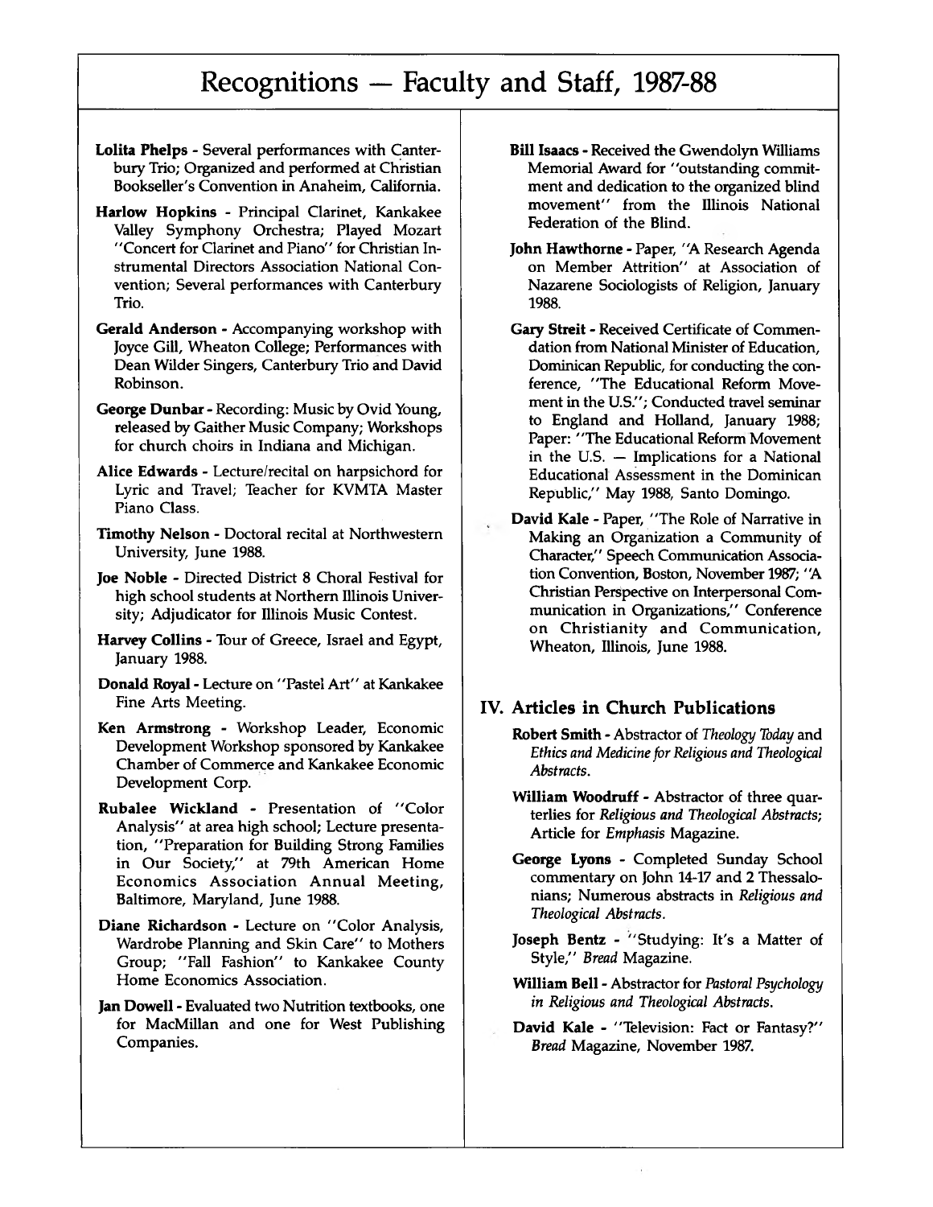# Recognitions — Faculty and Staff, 1987-88

**Lolita Phelps** - Several performances with Canterbury Trio; Organized and performed at Christian Bookseller's Convention in Anaheim, California.

**Harlow Hopkins** - Principal Clarinet, Kankakee Valley Symphony Orchestra; Played Mozart "Concert for Clarinet and Piano" for Christian Instrumental Directors Association National Convention; Several performances with Canterbury Trio.

**Gerald Anderson** - Accompanying workshop with Joyce Gill, Wheaton College; Performances with Dean Wilder Singers, Canterbury Trio and David Robinson.

**George Dunbar** - Recording: Music by Ovid Young, released by Gaither Music Company; Workshops for church choirs in Indiana and Michigan.

**Alice Edwards** - Lecture/recital on harpsichord for Lyric and Travel; Teacher for KVMTA Master Piano Class.

**Timothy Nelson** - Doctoral recital at Northwestern University, June 1988.

**Joe Noble** - Directed District 8 Choral Festival for high school students at Northern Illinois University; Adjudicator for Illinois Music Contest.

**Harvey Collins** - Tour of Greece, Israel and Egypt, January 1988.

**Donald Royal** - Lecture on "Pastel Art" at Kankakee Fine Arts Meeting.

**Ken Armstrong** - Workshop Leader, Economic Development Workshop sponsored by Kankakee Chamber of Commerce and Kankakee Economic Development Corp.

**Rubalee Wickland** - Presentation of "Color Analysis" at area high school; Lecture presentation, "Preparation for Building Strong Families in Our Society," at 79th American Home Economics Association Annual Meeting, Baltimore, Maryland, June 1988.

**Diane Richardson** - Lecture on "Color Analysis, Wardrobe Planning and Skin Care" to Mothers Group; "Fall Fashion" to Kankakee County Home Economics Association.

**Jan Dowell** - Evaluated two Nutrition textbooks, one for MacMillan and one for West Publishing Companies.

**Bill Isaacs** - Received the Gwendolyn Williams Memorial Award for "outstanding commitment and dedication to the organized blind movement" from the Illinois National Federation of the Blind.

**John Hawthorne** - Paper, "A Research Agenda on Member Attrition" at Association of Nazarene Sociologists of Religion, January 1988.

**Gary Streit** - Received Certificate of Commendation from National Minister of Education, Dominican Republic, for conducting the conference, "The Educational Reform Movement in the U.S."; Conducted travel seminar to England and Holland, January 1988; Paper: "The Educational Reform Movement in the U.S. — Implications for a National Educational Assessment in the Dominican Republic," May 1988, Santo Domingo.

**David Kale** - Paper, "The Role of Narrative in Making an Organization a Community of Character," Speech Communication Association Convention, Boston, November 1987; "A Christian Perspective on Interpersonal Communication in Organizations," Conference on Christianity and Communication, Wheaton, Illinois, June 1988.

## IV. Articles in Church Publications

**Robert Smith** - Abstractor of *Theology Today* and *Ethics and Medicine for Religious and Theological Abstracts*.

**William Woodruff** - Abstractor of three quarterlies for *Religious and Theological Abstracts*; Article for *Emphasis* Magazine.

**George Lyons** - Completed Sunday School commentary on John 14-17 and 2 Thessalonians; Numerous abstracts in *Religious and Theological Abstracts*.

**Joseph Bentz** - "Studying: It's a Matter of Style," *Bread* Magazine.

**William Bell** - Abstractor for *Pastoral Psychology in Religious and Theological Abstracts*.

**David Kale** - "Television: Fact or Fantasy?" *Bread* Magazine, November 1987.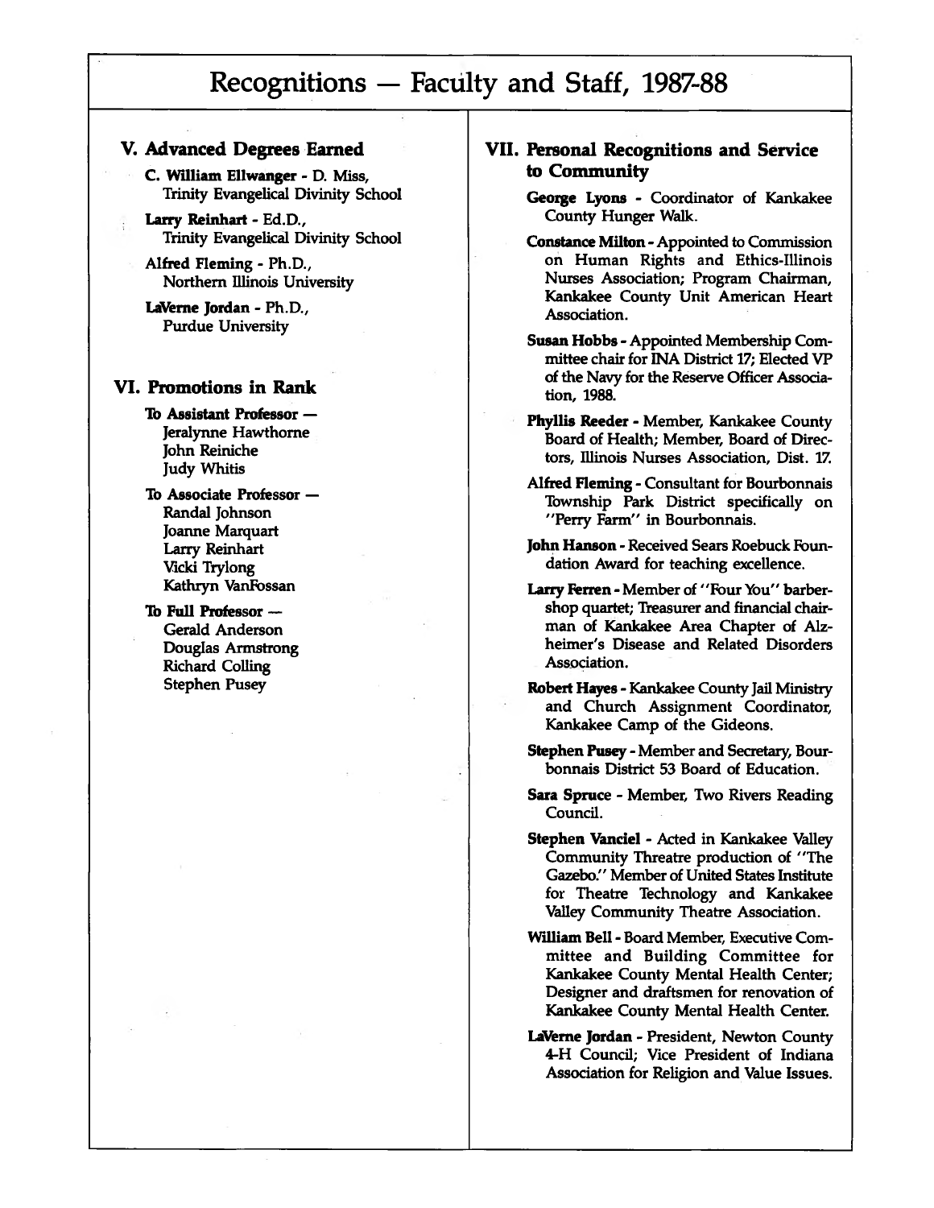# Recognitions — Faculty and Staff, 1987-88

## V. Advanced Degrees Earned

**C. William Ellwanger** - D. Miss, Trinity Evangelical Divinity School

**Larry Reinhart** - Ed.D., Trinity Evangelical Divinity School

**Alfred Fleming** - Ph.D., Northern Illinois University

**LaVerne Jordan** - Ph.D., Purdue University

## VI. Promotions in Rank

**To Assistant Professor —**
Jeralynne Hawthorne
John Reiniche
Judy Whitis

**To Associate Professor —**
Randal Johnson
Joanne Marquart
Larry Reinhart
Vicki Trylong
Kathryn VanFossan

**To Full Professor —**
Gerald Anderson
Douglas Armstrong
Richard Colling
Stephen Pusey

## VII. Personal Recognitions and Service to Community

**George Lyons** - Coordinator of Kankakee County Hunger Walk.

**Constance Milton** - Appointed to Commission on Human Rights and Ethics-Illinois Nurses Association; Program Chairman, Kankakee County Unit American Heart Association.

**Susan Hobbs** - Appointed Membership Committee chair for INA District 17; Elected VP of the Navy for the Reserve Officer Association, 1988.

**Phyllis Reeder** - Member, Kankakee County Board of Health; Member, Board of Directors, Illinois Nurses Association, Dist. 17.

**Alfred Fleming** - Consultant for Bourbonnais Township Park District specifically on "Perry Farm" in Bourbonnais.

**John Hanson** - Received Sears Roebuck Foundation Award for teaching excellence.

**Larry Ferren** - Member of "Four You" barbershop quartet; Treasurer and financial chairman of Kankakee Area Chapter of Alzheimer's Disease and Related Disorders Association.

**Robert Hayes** - Kankakee County Jail Ministry and Church Assignment Coordinator, Kankakee Camp of the Gideons.

**Stephen Pusey** - Member and Secretary, Bourbonnais District 53 Board of Education.

**Sara Spruce** - Member, Two Rivers Reading Council.

**Stephen Vanciel** - Acted in Kankakee Valley Community Threatre production of "The Gazebo." Member of United States Institute for Theatre Technology and Kankakee Valley Community Theatre Association.

**William Bell** - Board Member, Executive Committee and Building Committee for Kankakee County Mental Health Center; Designer and draftsmen for renovation of Kankakee County Mental Health Center.

**LaVerne Jordan** - President, Newton County 4-H Council; Vice President of Indiana Association for Religion and Value Issues.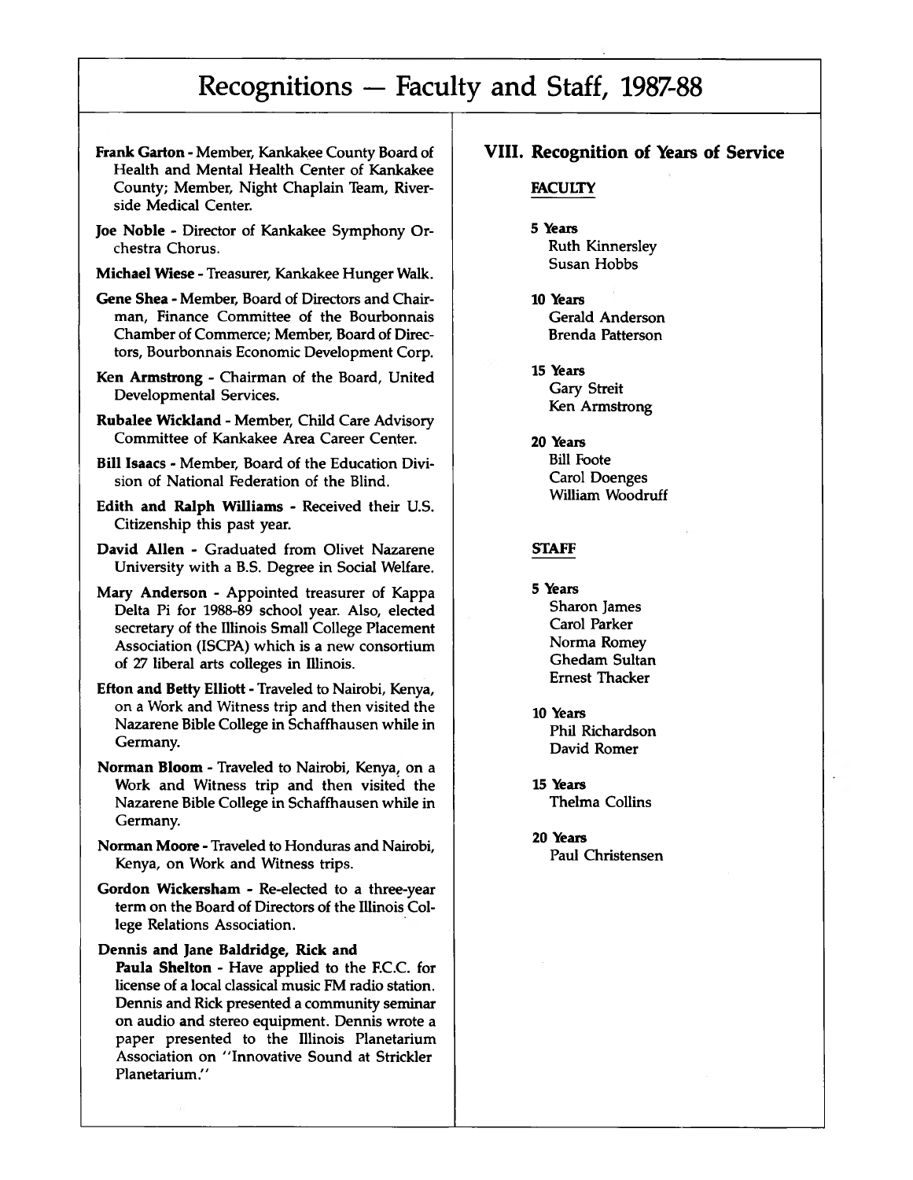# Recognitions — Faculty and Staff, 1987-88

**Frank Garton** - Member, Kankakee County Board of Health and Mental Health Center of Kankakee County; Member, Night Chaplain Team, Riverside Medical Center.

**Joe Noble** - Director of Kankakee Symphony Orchestra Chorus.

**Michael Wiese** - Treasurer, Kankakee Hunger Walk.

**Gene Shea** - Member, Board of Directors and Chairman, Finance Committee of the Bourbonnais Chamber of Commerce; Member, Board of Directors, Bourbonnais Economic Development Corp.

**Ken Armstrong** - Chairman of the Board, United Developmental Services.

**Rubalee Wickland** - Member, Child Care Advisory Committee of Kankakee Area Career Center.

**Bill Isaacs** - Member, Board of the Education Division of National Federation of the Blind.

**Edith and Ralph Williams** - Received their U.S. Citizenship this past year.

**David Allen** - Graduated from Olivet Nazarene University with a B.S. Degree in Social Welfare.

**Mary Anderson** - Appointed treasurer of Kappa Delta Pi for 1988-89 school year. Also, elected secretary of the Illinois Small College Placement Association (ISCPA) which is a new consortium of 27 liberal arts colleges in Illinois.

**Efton and Betty Elliott** - Traveled to Nairobi, Kenya, on a Work and Witness trip and then visited the Nazarene Bible College in Schaffhausen while in Germany.

**Norman Bloom** - Traveled to Nairobi, Kenya, on a Work and Witness trip and then visited the Nazarene Bible College in Schaffhausen while in Germany.

**Norman Moore** - Traveled to Honduras and Nairobi, Kenya, on Work and Witness trips.

**Gordon Wickersham** - Re-elected to a three-year term on the Board of Directors of the Illinois College Relations Association.

**Dennis and Jane Baldridge, Rick and Paula Shelton** - Have applied to the F.C.C. for license of a local classical music FM radio station. Dennis and Rick presented a community seminar on audio and stereo equipment. Dennis wrote a paper presented to the Illinois Planetarium Association on "Innovative Sound at Strickler Planetarium."

## VIII. Recognition of Years of Service

### FACULTY

**5 Years**
Ruth Kinnersley
Susan Hobbs

**10 Years**
Gerald Anderson
Brenda Patterson

**15 Years**
Gary Streit
Ken Armstrong

**20 Years**
Bill Foote
Carol Doenges
William Woodruff

### STAFF

**5 Years**
Sharon James
Carol Parker
Norma Romey
Ghedam Sultan
Ernest Thacker

**10 Years**
Phil Richardson
David Romer

**15 Years**
Thelma Collins

**20 Years**
Paul Christensen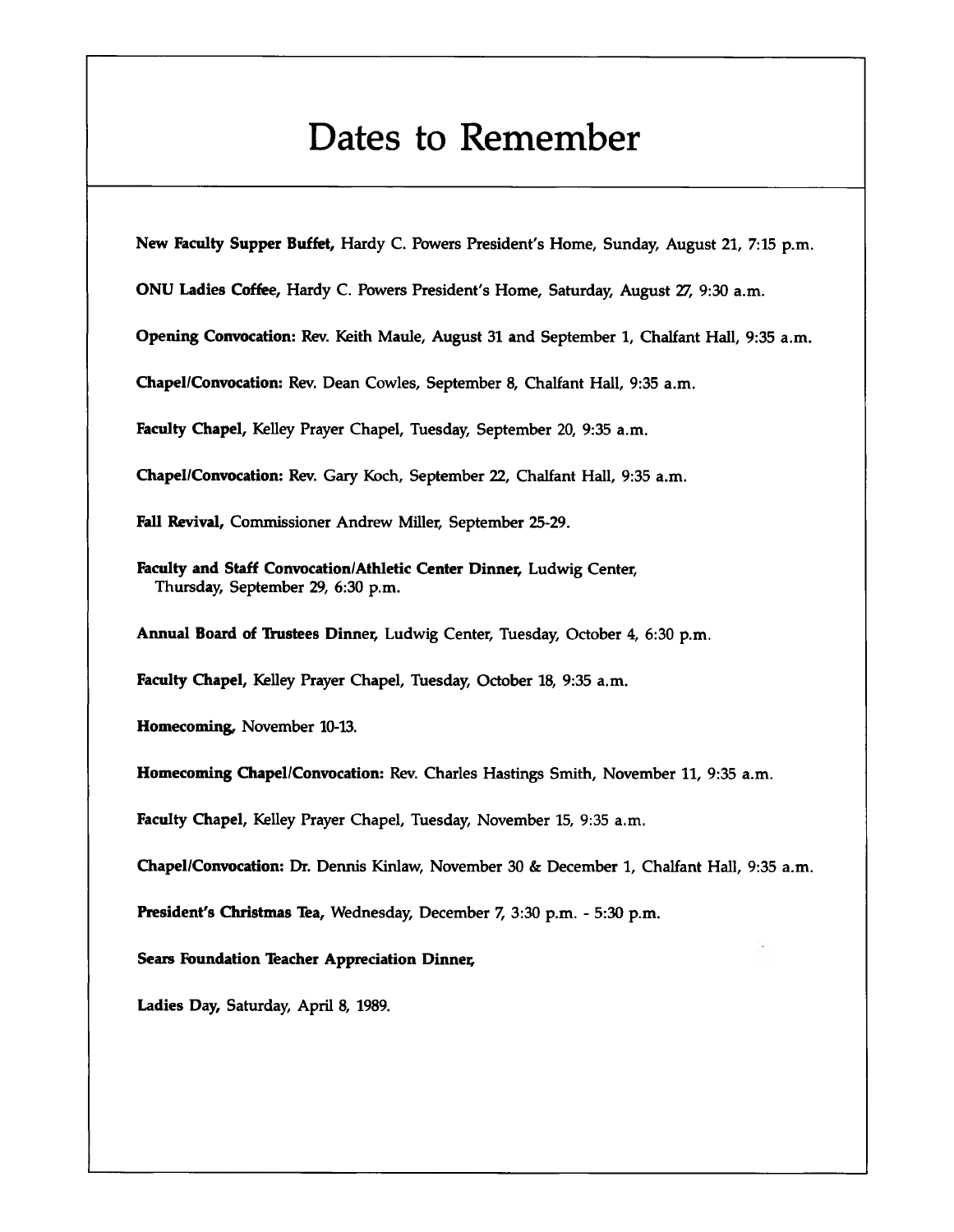# Dates to Remember

**New Faculty Supper Buffet,** Hardy C. Powers President's Home, Sunday, August 21, 7:15 p.m.

**ONU Ladies Coffee,** Hardy C. Powers President's Home, Saturday, August 27, 9:30 a.m.

**Opening Convocation:** Rev. Keith Maule, August 31 and September 1, Chalfant Hall, 9:35 a.m.

**Chapel/Convocation:** Rev. Dean Cowles, September 8, Chalfant Hall, 9:35 a.m.

**Faculty Chapel,** Kelley Prayer Chapel, Tuesday, September 20, 9:35 a.m.

**Chapel/Convocation:** Rev. Gary Koch, September 22, Chalfant Hall, 9:35 a.m.

**Fall Revival,** Commissioner Andrew Miller, September 25-29.

**Faculty and Staff Convocation/Athletic Center Dinner,** Ludwig Center, Thursday, September 29, 6:30 p.m.

**Annual Board of Trustees Dinner,** Ludwig Center, Tuesday, October 4, 6:30 p.m.

**Faculty Chapel,** Kelley Prayer Chapel, Tuesday, October 18, 9:35 a.m.

**Homecoming,** November 10-13.

**Homecoming Chapel/Convocation:** Rev. Charles Hastings Smith, November 11, 9:35 a.m.

**Faculty Chapel,** Kelley Prayer Chapel, Tuesday, November 15, 9:35 a.m.

**Chapel/Convocation:** Dr. Dennis Kinlaw, November 30 & December 1, Chalfant Hall, 9:35 a.m.

**President's Christmas Tea,** Wednesday, December 7, 3:30 p.m. - 5:30 p.m.

**Sears Foundation Teacher Appreciation Dinner,**

**Ladies Day,** Saturday, April 8, 1989.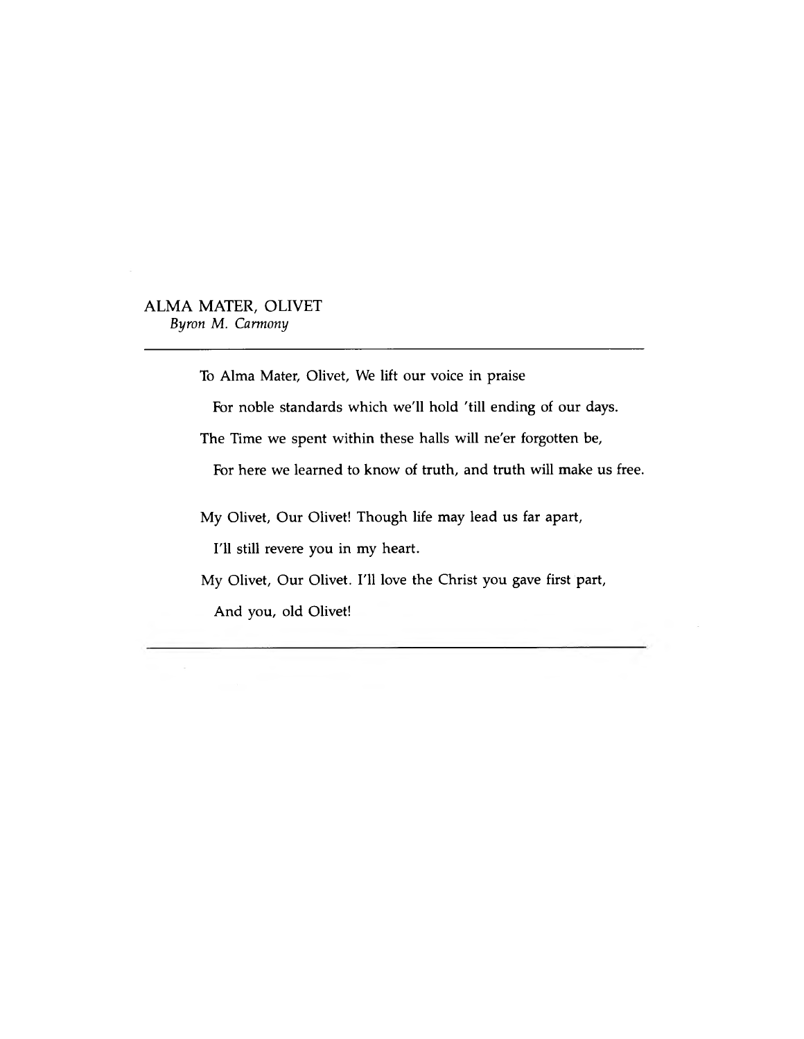## ALMA MATER, OLIVET

*Byron M. Carmony*

---

To Alma Mater, Olivet, We lift our voice in praise

For noble standards which we'll hold 'till ending of our days.

The Time we spent within these halls will ne'er forgotten be,

For here we learned to know of truth, and truth will make us free.

My Olivet, Our Olivet! Though life may lead us far apart,

I'll still revere you in my heart.

My Olivet, Our Olivet. I'll love the Christ you gave first part,

And you, old Olivet!

---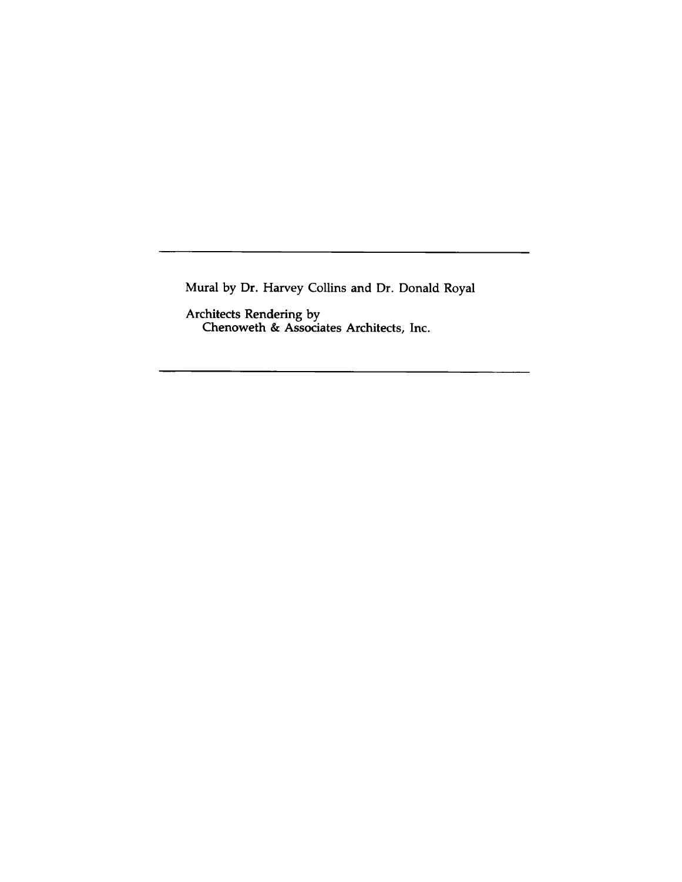---

Mural by Dr. Harvey Collins and Dr. Donald Royal

Architects Rendering by
Chenoweth & Associates Architects, Inc.

---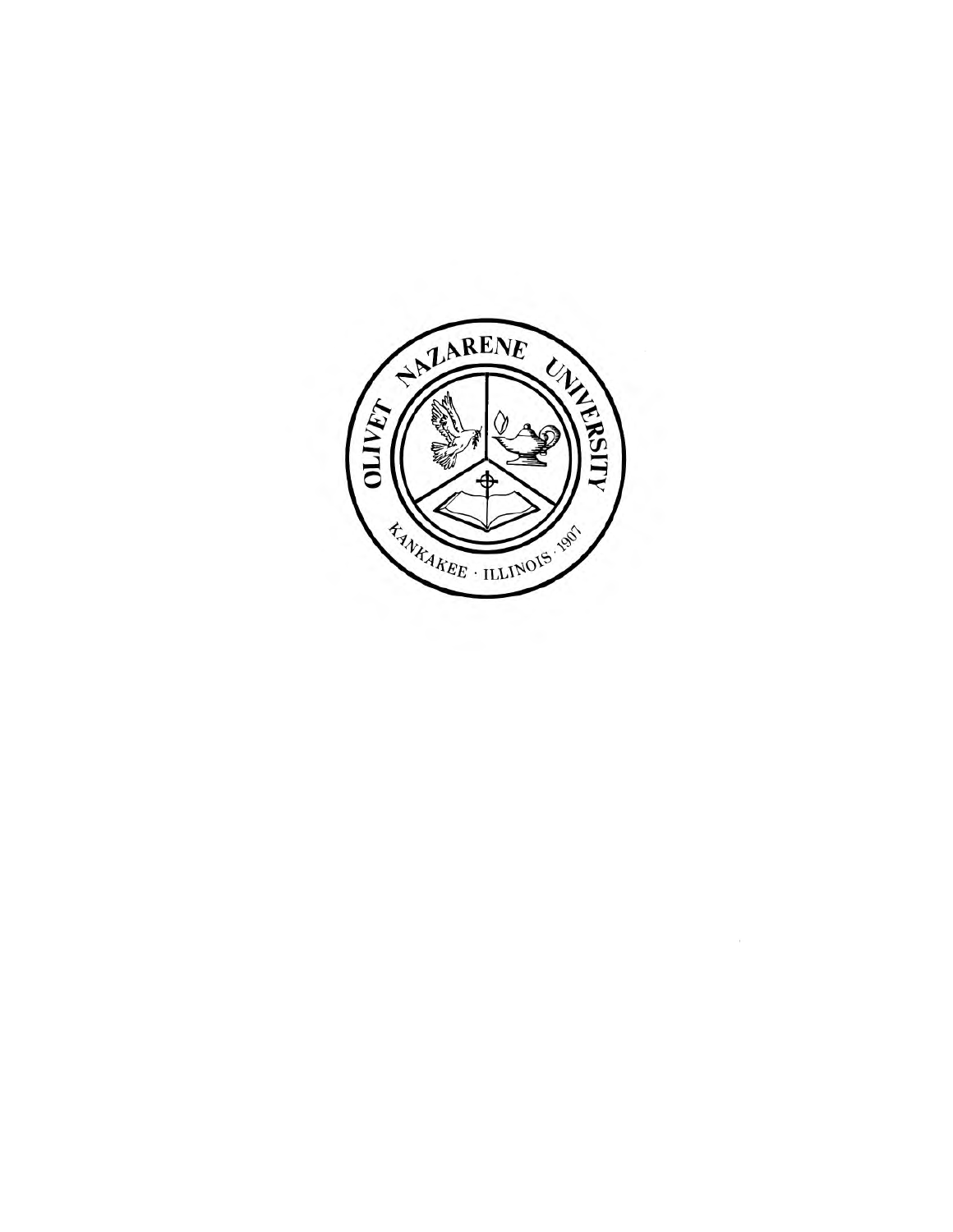OLIVET NAZARENE UNIVERSITY

KANKAKEE · ILLINOIS · 1907